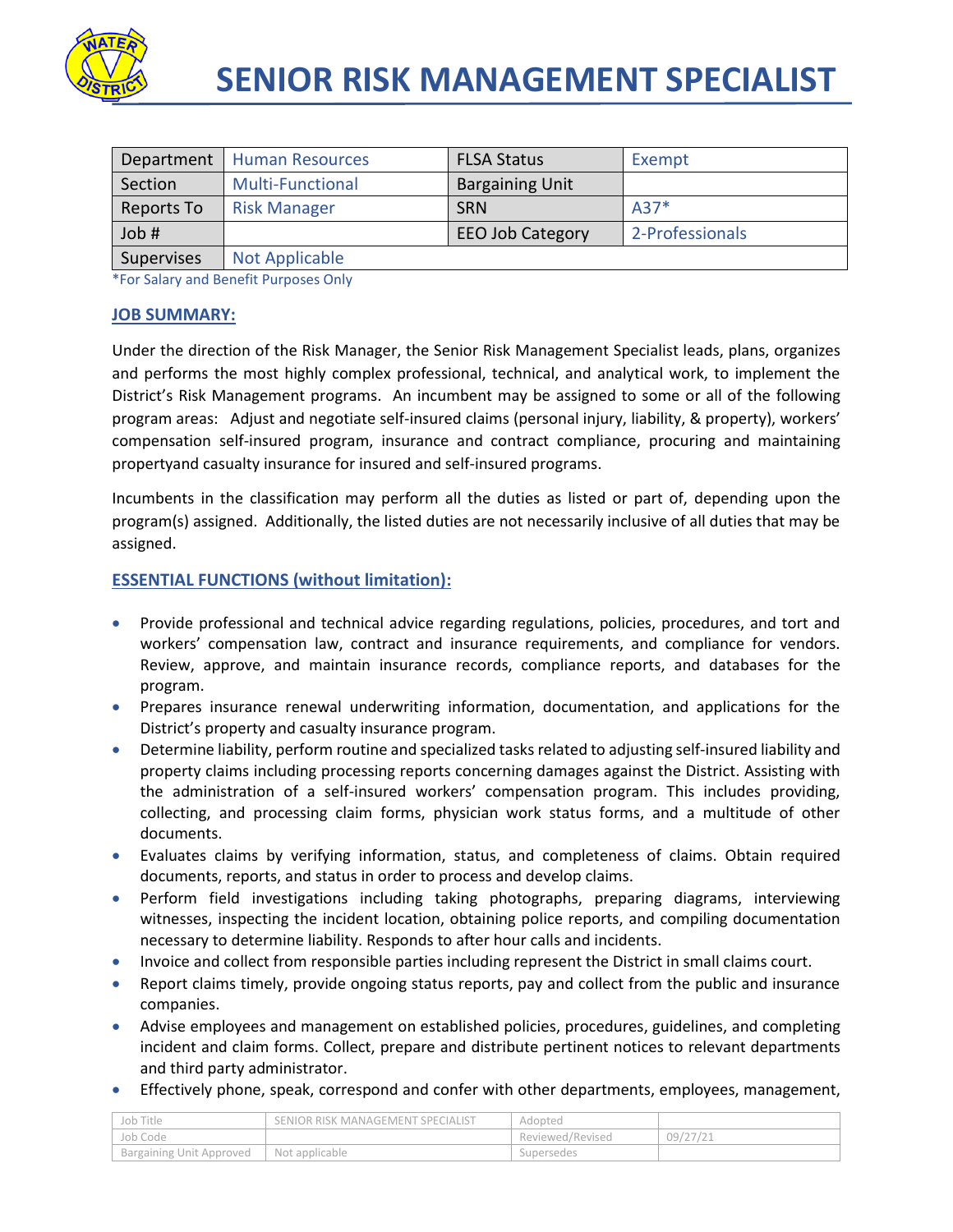# SENIOR RISK MANAGEMENT SPECIALIST

| Department | Human Resources | FLSA Status | Exempt |
|---|---|---|---|
| Section | Multi-Functional | Bargaining Unit | |
| Reports To | Risk Manager | SRN | A37* |
| Job # | | EEO Job Category | 2-Professionals |
| Supervises | Not Applicable | | |

*For Salary and Benefit Purposes Only

## JOB SUMMARY:

Under the direction of the Risk Manager, the Senior Risk Management Specialist leads, plans, organizes and performs the most highly complex professional, technical, and analytical work, to implement the District's Risk Management programs. An incumbent may be assigned to some or all of the following program areas: Adjust and negotiate self-insured claims (personal injury, liability, & property), workers' compensation self-insured program, insurance and contract compliance, procuring and maintaining propertyand casualty insurance for insured and self-insured programs.

Incumbents in the classification may perform all the duties as listed or part of, depending upon the program(s) assigned. Additionally, the listed duties are not necessarily inclusive of all duties that may be assigned.

## ESSENTIAL FUNCTIONS (without limitation):

- Provide professional and technical advice regarding regulations, policies, procedures, and tort and workers' compensation law, contract and insurance requirements, and compliance for vendors. Review, approve, and maintain insurance records, compliance reports, and databases for the program.
- Prepares insurance renewal underwriting information, documentation, and applications for the District's property and casualty insurance program.
- Determine liability, perform routine and specialized tasks related to adjusting self-insured liability and property claims including processing reports concerning damages against the District. Assisting with the administration of a self-insured workers' compensation program. This includes providing, collecting, and processing claim forms, physician work status forms, and a multitude of other documents.
- Evaluates claims by verifying information, status, and completeness of claims. Obtain required documents, reports, and status in order to process and develop claims.
- Perform field investigations including taking photographs, preparing diagrams, interviewing witnesses, inspecting the incident location, obtaining police reports, and compiling documentation necessary to determine liability. Responds to after hour calls and incidents.
- Invoice and collect from responsible parties including represent the District in small claims court.
- Report claims timely, provide ongoing status reports, pay and collect from the public and insurance companies.
- Advise employees and management on established policies, procedures, guidelines, and completing incident and claim forms. Collect, prepare and distribute pertinent notices to relevant departments and third party administrator.
- Effectively phone, speak, correspond and confer with other departments, employees, management,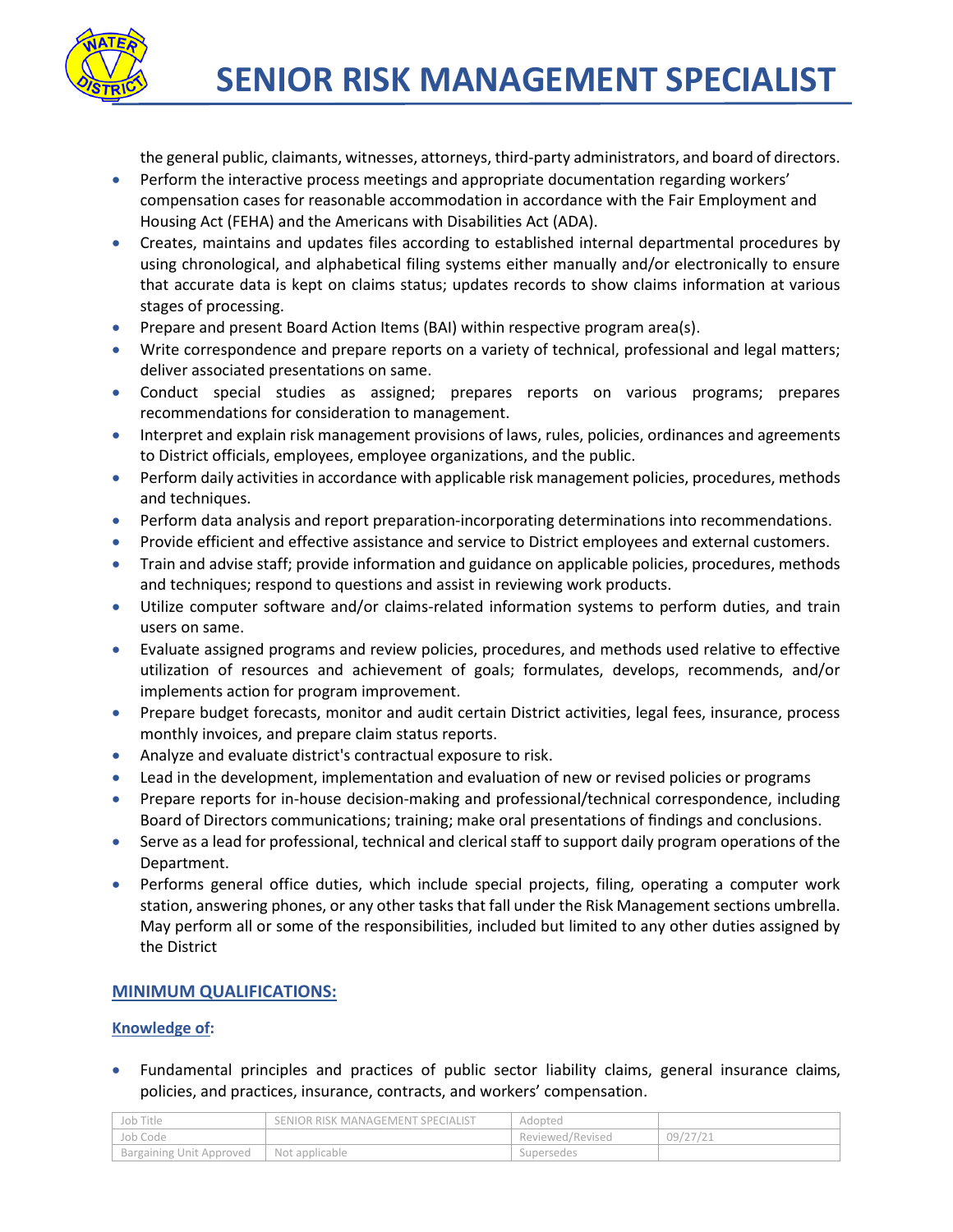the general public, claimants, witnesses, attorneys, third-party administrators, and board of directors.

- Perform the interactive process meetings and appropriate documentation regarding workers' compensation cases for reasonable accommodation in accordance with the Fair Employment and Housing Act (FEHA) and the Americans with Disabilities Act (ADA).
- Creates, maintains and updates files according to established internal departmental procedures by using chronological, and alphabetical filing systems either manually and/or electronically to ensure that accurate data is kept on claims status; updates records to show claims information at various stages of processing.
- Prepare and present Board Action Items (BAI) within respective program area(s).
- Write correspondence and prepare reports on a variety of technical, professional and legal matters; deliver associated presentations on same.
- Conduct special studies as assigned; prepares reports on various programs; prepares recommendations for consideration to management.
- Interpret and explain risk management provisions of laws, rules, policies, ordinances and agreements to District officials, employees, employee organizations, and the public.
- Perform daily activities in accordance with applicable risk management policies, procedures, methods and techniques.
- Perform data analysis and report preparation-incorporating determinations into recommendations.
- Provide efficient and effective assistance and service to District employees and external customers.
- Train and advise staff; provide information and guidance on applicable policies, procedures, methods and techniques; respond to questions and assist in reviewing work products.
- Utilize computer software and/or claims-related information systems to perform duties, and train users on same.
- Evaluate assigned programs and review policies, procedures, and methods used relative to effective utilization of resources and achievement of goals; formulates, develops, recommends, and/or implements action for program improvement.
- Prepare budget forecasts, monitor and audit certain District activities, legal fees, insurance, process monthly invoices, and prepare claim status reports.
- Analyze and evaluate district's contractual exposure to risk.
- Lead in the development, implementation and evaluation of new or revised policies or programs
- Prepare reports for in-house decision-making and professional/technical correspondence, including Board of Directors communications; training; make oral presentations of findings and conclusions.
- Serve as a lead for professional, technical and clerical staff to support daily program operations of the Department.
- Performs general office duties, which include special projects, filing, operating a computer work station, answering phones, or any other tasks that fall under the Risk Management sections umbrella. May perform all or some of the responsibilities, included but limited to any other duties assigned by the District

## MINIMUM QUALIFICATIONS:

### Knowledge of:

- Fundamental principles and practices of public sector liability claims, general insurance claims, policies, and practices, insurance, contracts, and workers' compensation.

| Job Title | SENIOR RISK MANAGEMENT SPECIALIST | Adopted | |
|---|---|---|---|
| Job Code | | Reviewed/Revised | 09/27/21 |
| Bargaining Unit Approved | Not applicable | Supersedes | |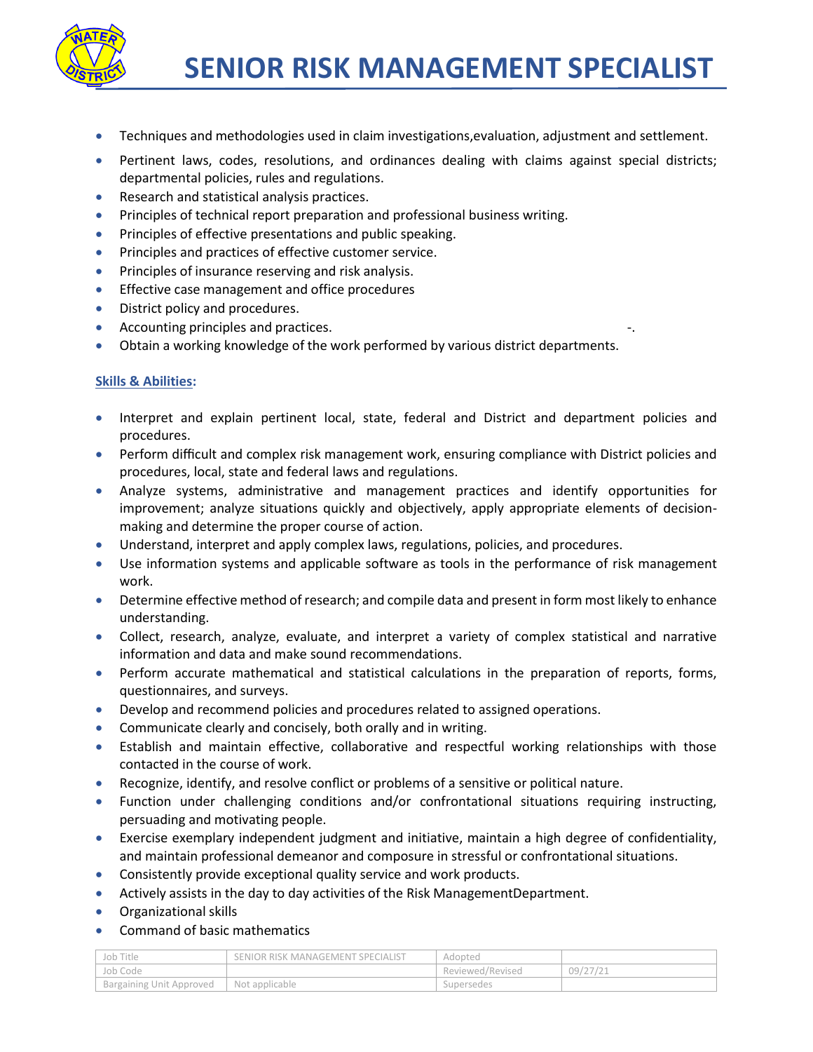- Techniques and methodologies used in claim investigations,evaluation, adjustment and settlement.
- Pertinent laws, codes, resolutions, and ordinances dealing with claims against special districts; departmental policies, rules and regulations.
- Research and statistical analysis practices.
- Principles of technical report preparation and professional business writing.
- Principles of effective presentations and public speaking.
- Principles and practices of effective customer service.
- Principles of insurance reserving and risk analysis.
- Effective case management and office procedures
- District policy and procedures.
- Accounting principles and practices. -.
- Obtain a working knowledge of the work performed by various district departments.

**Skills & Abilities:**

- Interpret and explain pertinent local, state, federal and District and department policies and procedures.
- Perform difficult and complex risk management work, ensuring compliance with District policies and procedures, local, state and federal laws and regulations.
- Analyze systems, administrative and management practices and identify opportunities for improvement; analyze situations quickly and objectively, apply appropriate elements of decision-making and determine the proper course of action.
- Understand, interpret and apply complex laws, regulations, policies, and procedures.
- Use information systems and applicable software as tools in the performance of risk management work.
- Determine effective method of research; and compile data and present in form most likely to enhance understanding.
- Collect, research, analyze, evaluate, and interpret a variety of complex statistical and narrative information and data and make sound recommendations.
- Perform accurate mathematical and statistical calculations in the preparation of reports, forms, questionnaires, and surveys.
- Develop and recommend policies and procedures related to assigned operations.
- Communicate clearly and concisely, both orally and in writing.
- Establish and maintain effective, collaborative and respectful working relationships with those contacted in the course of work.
- Recognize, identify, and resolve conflict or problems of a sensitive or political nature.
- Function under challenging conditions and/or confrontational situations requiring instructing, persuading and motivating people.
- Exercise exemplary independent judgment and initiative, maintain a high degree of confidentiality, and maintain professional demeanor and composure in stressful or confrontational situations.
- Consistently provide exceptional quality service and work products.
- Actively assists in the day to day activities of the Risk ManagementDepartment.
- Organizational skills
- Command of basic mathematics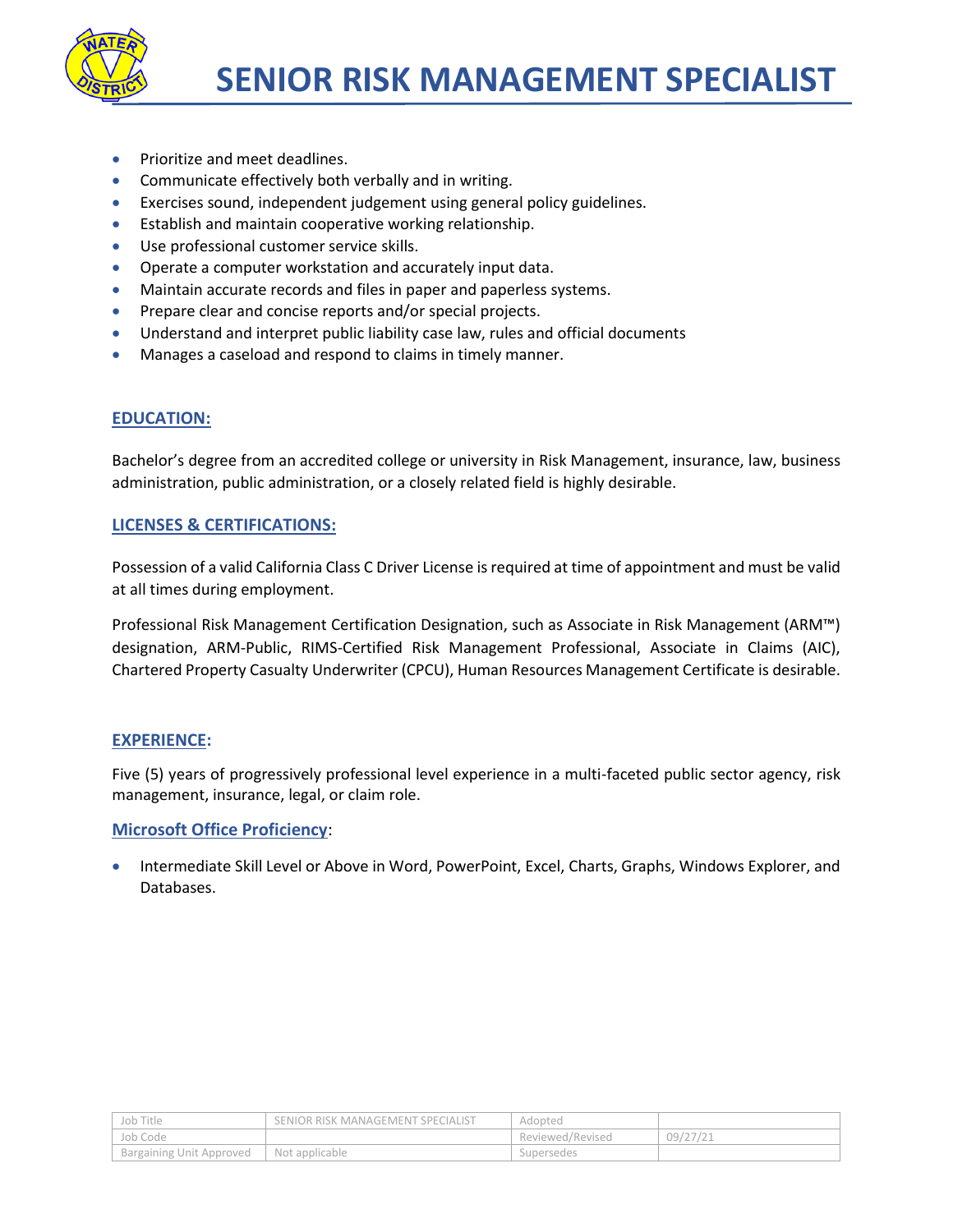- Prioritize and meet deadlines.
- Communicate effectively both verbally and in writing.
- Exercises sound, independent judgement using general policy guidelines.
- Establish and maintain cooperative working relationship.
- Use professional customer service skills.
- Operate a computer workstation and accurately input data.
- Maintain accurate records and files in paper and paperless systems.
- Prepare clear and concise reports and/or special projects.
- Understand and interpret public liability case law, rules and official documents
- Manages a caseload and respond to claims in timely manner.

## EDUCATION:

Bachelor's degree from an accredited college or university in Risk Management, insurance, law, business administration, public administration, or a closely related field is highly desirable.

## LICENSES & CERTIFICATIONS:

Possession of a valid California Class C Driver License is required at time of appointment and must be valid at all times during employment.

Professional Risk Management Certification Designation, such as Associate in Risk Management (ARM™) designation, ARM-Public, RIMS-Certified Risk Management Professional, Associate in Claims (AIC), Chartered Property Casualty Underwriter (CPCU), Human Resources Management Certificate is desirable.

## EXPERIENCE:

Five (5) years of progressively professional level experience in a multi-faceted public sector agency, risk management, insurance, legal, or claim role.

## Microsoft Office Proficiency:

- Intermediate Skill Level or Above in Word, PowerPoint, Excel, Charts, Graphs, Windows Explorer, and Databases.

| Job Title | SENIOR RISK MANAGEMENT SPECIALIST | Adopted | |
|---|---|---|---|
| Job Code | | Reviewed/Revised | 09/27/21 |
| Bargaining Unit Approved | Not applicable | Supersedes | |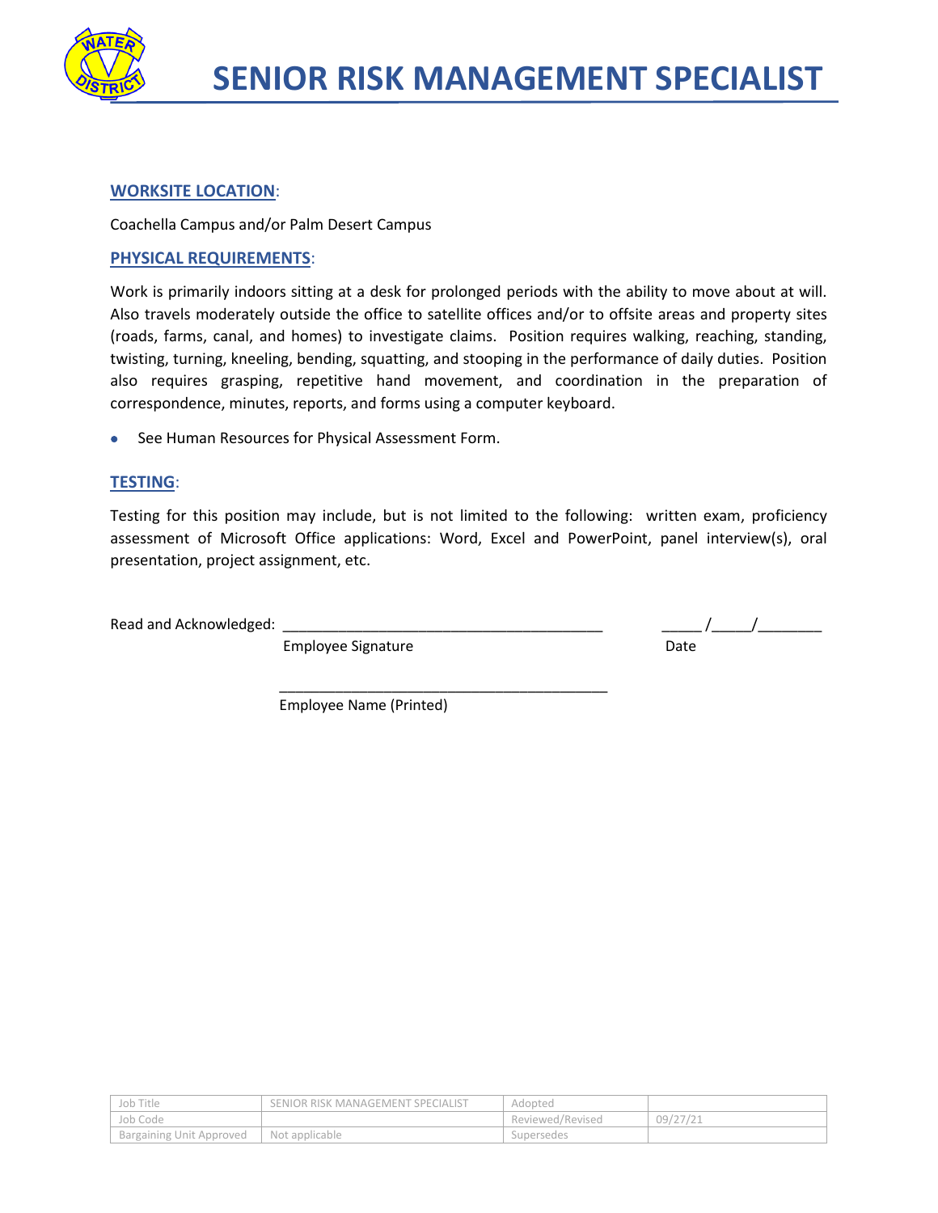# SENIOR RISK MANAGEMENT SPECIALIST

## WORKSITE LOCATION:

Coachella Campus and/or Palm Desert Campus

## PHYSICAL REQUIREMENTS:

Work is primarily indoors sitting at a desk for prolonged periods with the ability to move about at will. Also travels moderately outside the office to satellite offices and/or to offsite areas and property sites (roads, farms, canal, and homes) to investigate claims. Position requires walking, reaching, standing, twisting, turning, kneeling, bending, squatting, and stooping in the performance of daily duties. Position also requires grasping, repetitive hand movement, and coordination in the preparation of correspondence, minutes, reports, and forms using a computer keyboard.

- See Human Resources for Physical Assessment Form.

## TESTING:

Testing for this position may include, but is not limited to the following: written exam, proficiency assessment of Microsoft Office applications: Word, Excel and PowerPoint, panel interview(s), oral presentation, project assignment, etc.

Read and Acknowledged: ________________________________________ _____/_____/________

Employee Signature — Date

________________________________________

Employee Name (Printed)

| | | | |
|---|---|---|---|
| Job Title | SENIOR RISK MANAGEMENT SPECIALIST | Adopted | |
| Job Code | | Reviewed/Revised | 09/27/21 |
| Bargaining Unit Approved | Not applicable | Supersedes | |